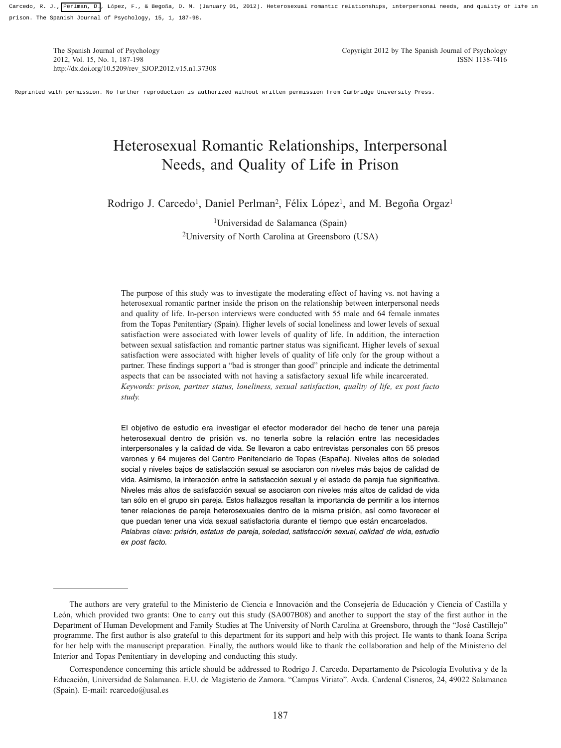Carcedo, R. J., Perlman, D., López, F., & Begoña, O. M. (January 01, 2012). Heterosexual romantic relationships, interpersonal needs, and quality of life in prison. The Spanish Journal of Psychology, 15, 1, 187-98.

The Spanish Journal of Psychology
2012, Vol. 15, No. 1, 187-198
http://dx.doi.org/10.5209/rev_SJOP.2012.v15.n1.37308

Copyright 2012 by The Spanish Journal of Psychology
ISSN 1138-7416

Reprinted with permission. No further reproduction is authorized without written permission from Cambridge University Press.

# Heterosexual Romantic Relationships, Interpersonal Needs, and Quality of Life in Prison

Rodrigo J. Carcedo[1], Daniel Perlman[2], Félix López[1], and M. Begoña Orgaz[1]

[1]Universidad de Salamanca (Spain)
[2]University of North Carolina at Greensboro (USA)

The purpose of this study was to investigate the moderating effect of having vs. not having a heterosexual romantic partner inside the prison on the relationship between interpersonal needs and quality of life. In-person interviews were conducted with 55 male and 64 female inmates from the Topas Penitentiary (Spain). Higher levels of social loneliness and lower levels of sexual satisfaction were associated with lower levels of quality of life. In addition, the interaction between sexual satisfaction and romantic partner status was significant. Higher levels of sexual satisfaction were associated with higher levels of quality of life only for the group without a partner. These findings support a "bad is stronger than good" principle and indicate the detrimental aspects that can be associated with not having a satisfactory sexual life while incarcerated.
*Keywords: prison, partner status, loneliness, sexual satisfaction, quality of life, ex post facto study.*

El objetivo de estudio era investigar el efector moderador del hecho de tener una pareja heterosexual dentro de prisión vs. no tenerla sobre la relación entre las necesidades interpersonales y la calidad de vida. Se llevaron a cabo entrevistas personales con 55 presos varones y 64 mujeres del Centro Penitenciario de Topas (España). Niveles altos de soledad social y niveles bajos de satisfacción sexual se asociaron con niveles más bajos de calidad de vida. Asimismo, la interacción entre la satisfacción sexual y el estado de pareja fue significativa. Niveles más altos de satisfacción sexual se asociaron con niveles más altos de calidad de vida tan sólo en el grupo sin pareja. Estos hallazgos resaltan la importancia de permitir a los internos tener relaciones de pareja heterosexuales dentro de la misma prisión, así como favorecer el que puedan tener una vida sexual satisfactoria durante el tiempo que están encarcelados.
*Palabras clave: prisión, estatus de pareja, soledad, satisfacción sexual, calidad de vida, estudio ex post facto.*

---

The authors are very grateful to the Ministerio de Ciencia e Innovación and the Consejería de Educación y Ciencia of Castilla y León, which provided two grants: One to carry out this study (SA007B08) and another to support the stay of the first author in the Department of Human Development and Family Studies at The University of North Carolina at Greensboro, through the "José Castillejo" programme. The first author is also grateful to this department for its support and help with this project. He wants to thank Ioana Scripa for her help with the manuscript preparation. Finally, the authors would like to thank the collaboration and help of the Ministerio del Interior and Topas Penitentiary in developing and conducting this study.

Correspondence concerning this article should be addressed to Rodrigo J. Carcedo. Departamento de Psicología Evolutiva y de la Educación, Universidad de Salamanca. E.U. de Magisterio de Zamora. "Campus Viriato". Avda. Cardenal Cisneros, 24, 49022 Salamanca (Spain). E-mail: rcarcedo@usal.es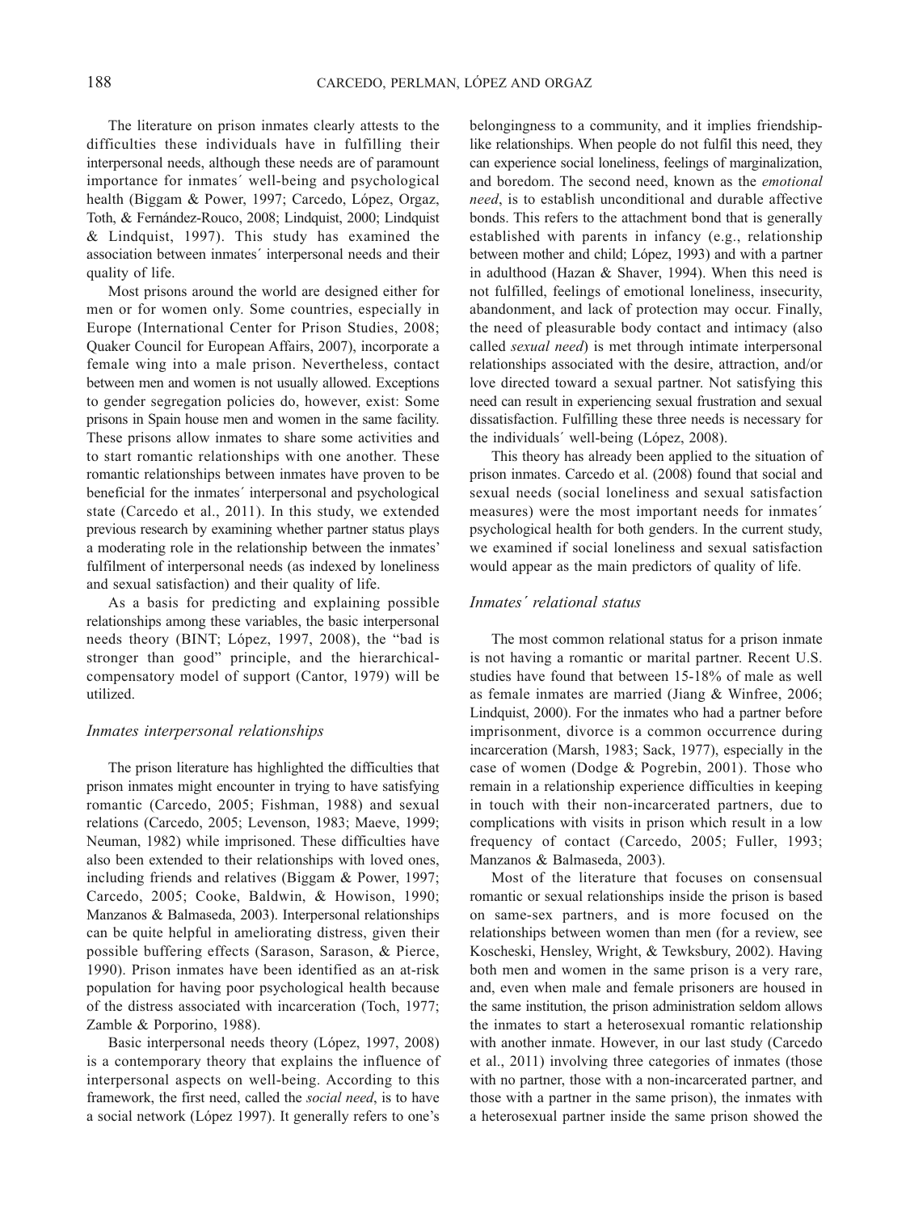The literature on prison inmates clearly attests to the difficulties these individuals have in fulfilling their interpersonal needs, although these needs are of paramount importance for inmates´ well-being and psychological health (Biggam & Power, 1997; Carcedo, López, Orgaz, Toth, & Fernández-Rouco, 2008; Lindquist, 2000; Lindquist & Lindquist, 1997). This study has examined the association between inmates´ interpersonal needs and their quality of life.

Most prisons around the world are designed either for men or for women only. Some countries, especially in Europe (International Center for Prison Studies, 2008; Quaker Council for European Affairs, 2007), incorporate a female wing into a male prison. Nevertheless, contact between men and women is not usually allowed. Exceptions to gender segregation policies do, however, exist: Some prisons in Spain house men and women in the same facility. These prisons allow inmates to share some activities and to start romantic relationships with one another. These romantic relationships between inmates have proven to be beneficial for the inmates´ interpersonal and psychological state (Carcedo et al., 2011). In this study, we extended previous research by examining whether partner status plays a moderating role in the relationship between the inmates' fulfilment of interpersonal needs (as indexed by loneliness and sexual satisfaction) and their quality of life.

As a basis for predicting and explaining possible relationships among these variables, the basic interpersonal needs theory (BINT; López, 1997, 2008), the "bad is stronger than good" principle, and the hierarchical-compensatory model of support (Cantor, 1979) will be utilized.

### *Inmates interpersonal relationships*

The prison literature has highlighted the difficulties that prison inmates might encounter in trying to have satisfying romantic (Carcedo, 2005; Fishman, 1988) and sexual relations (Carcedo, 2005; Levenson, 1983; Maeve, 1999; Neuman, 1982) while imprisoned. These difficulties have also been extended to their relationships with loved ones, including friends and relatives (Biggam & Power, 1997; Carcedo, 2005; Cooke, Baldwin, & Howison, 1990; Manzanos & Balmaseda, 2003). Interpersonal relationships can be quite helpful in ameliorating distress, given their possible buffering effects (Sarason, Sarason, & Pierce, 1990). Prison inmates have been identified as an at-risk population for having poor psychological health because of the distress associated with incarceration (Toch, 1977; Zamble & Porporino, 1988).

Basic interpersonal needs theory (López, 1997, 2008) is a contemporary theory that explains the influence of interpersonal aspects on well-being. According to this framework, the first need, called the *social need*, is to have a social network (López 1997). It generally refers to one's belongingness to a community, and it implies friendship-like relationships. When people do not fulfil this need, they can experience social loneliness, feelings of marginalization, and boredom. The second need, known as the *emotional need*, is to establish unconditional and durable affective bonds. This refers to the attachment bond that is generally established with parents in infancy (e.g., relationship between mother and child; López, 1993) and with a partner in adulthood (Hazan & Shaver, 1994). When this need is not fulfilled, feelings of emotional loneliness, insecurity, abandonment, and lack of protection may occur. Finally, the need of pleasurable body contact and intimacy (also called *sexual need*) is met through intimate interpersonal relationships associated with the desire, attraction, and/or love directed toward a sexual partner. Not satisfying this need can result in experiencing sexual frustration and sexual dissatisfaction. Fulfilling these three needs is necessary for the individuals´ well-being (López, 2008).

This theory has already been applied to the situation of prison inmates. Carcedo et al. (2008) found that social and sexual needs (social loneliness and sexual satisfaction measures) were the most important needs for inmates´ psychological health for both genders. In the current study, we examined if social loneliness and sexual satisfaction would appear as the main predictors of quality of life.

### *Inmates´ relational status*

The most common relational status for a prison inmate is not having a romantic or marital partner. Recent U.S. studies have found that between 15-18% of male as well as female inmates are married (Jiang & Winfree, 2006; Lindquist, 2000). For the inmates who had a partner before imprisonment, divorce is a common occurrence during incarceration (Marsh, 1983; Sack, 1977), especially in the case of women (Dodge & Pogrebin, 2001). Those who remain in a relationship experience difficulties in keeping in touch with their non-incarcerated partners, due to complications with visits in prison which result in a low frequency of contact (Carcedo, 2005; Fuller, 1993; Manzanos & Balmaseda, 2003).

Most of the literature that focuses on consensual romantic or sexual relationships inside the prison is based on same-sex partners, and is more focused on the relationships between women than men (for a review, see Koscheski, Hensley, Wright, & Tewksbury, 2002). Having both men and women in the same prison is a very rare, and, even when male and female prisoners are housed in the same institution, the prison administration seldom allows the inmates to start a heterosexual romantic relationship with another inmate. However, in our last study (Carcedo et al., 2011) involving three categories of inmates (those with no partner, those with a non-incarcerated partner, and those with a partner in the same prison), the inmates with a heterosexual partner inside the same prison showed the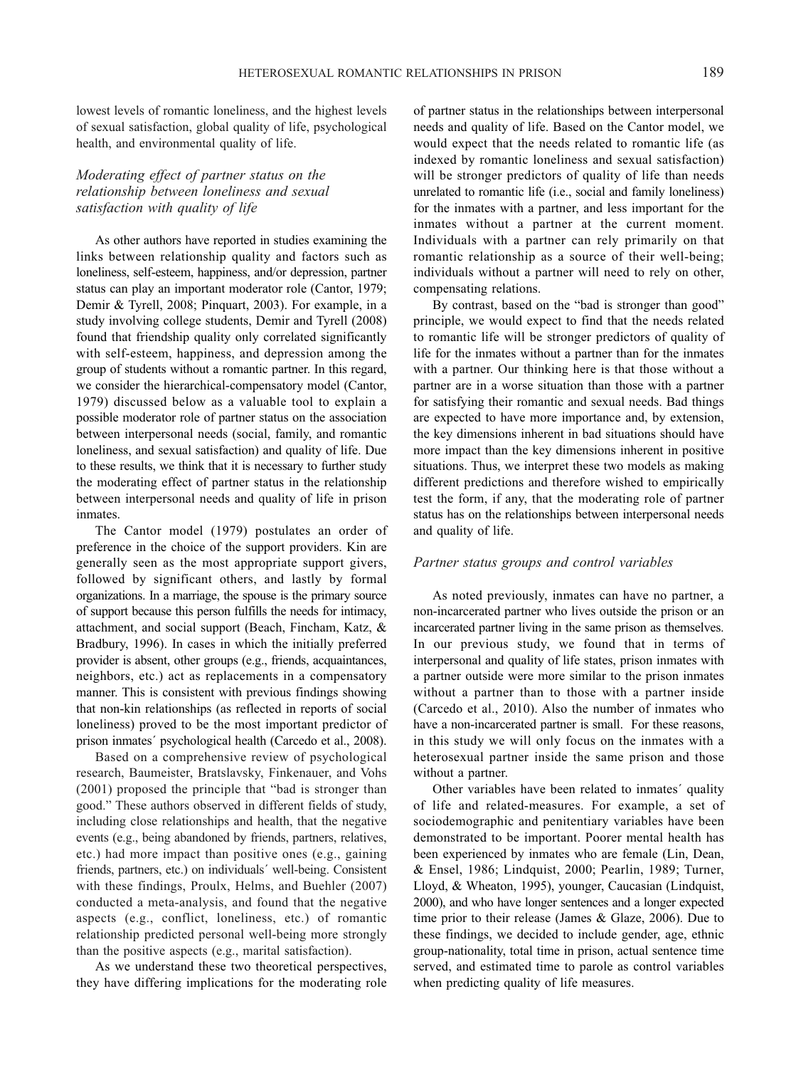lowest levels of romantic loneliness, and the highest levels of sexual satisfaction, global quality of life, psychological health, and environmental quality of life.

### *Moderating effect of partner status on the relationship between loneliness and sexual satisfaction with quality of life*

As other authors have reported in studies examining the links between relationship quality and factors such as loneliness, self-esteem, happiness, and/or depression, partner status can play an important moderator role (Cantor, 1979; Demir & Tyrell, 2008; Pinquart, 2003). For example, in a study involving college students, Demir and Tyrell (2008) found that friendship quality only correlated significantly with self-esteem, happiness, and depression among the group of students without a romantic partner. In this regard, we consider the hierarchical-compensatory model (Cantor, 1979) discussed below as a valuable tool to explain a possible moderator role of partner status on the association between interpersonal needs (social, family, and romantic loneliness, and sexual satisfaction) and quality of life. Due to these results, we think that it is necessary to further study the moderating effect of partner status in the relationship between interpersonal needs and quality of life in prison inmates.

The Cantor model (1979) postulates an order of preference in the choice of the support providers. Kin are generally seen as the most appropriate support givers, followed by significant others, and lastly by formal organizations. In a marriage, the spouse is the primary source of support because this person fulfills the needs for intimacy, attachment, and social support (Beach, Fincham, Katz, & Bradbury, 1996). In cases in which the initially preferred provider is absent, other groups (e.g., friends, acquaintances, neighbors, etc.) act as replacements in a compensatory manner. This is consistent with previous findings showing that non-kin relationships (as reflected in reports of social loneliness) proved to be the most important predictor of prison inmates´ psychological health (Carcedo et al., 2008).

Based on a comprehensive review of psychological research, Baumeister, Bratslavsky, Finkenauer, and Vohs (2001) proposed the principle that "bad is stronger than good." These authors observed in different fields of study, including close relationships and health, that the negative events (e.g., being abandoned by friends, partners, relatives, etc.) had more impact than positive ones (e.g., gaining friends, partners, etc.) on individuals´ well-being. Consistent with these findings, Proulx, Helms, and Buehler (2007) conducted a meta-analysis, and found that the negative aspects (e.g., conflict, loneliness, etc.) of romantic relationship predicted personal well-being more strongly than the positive aspects (e.g., marital satisfaction).

As we understand these two theoretical perspectives, they have differing implications for the moderating role of partner status in the relationships between interpersonal needs and quality of life. Based on the Cantor model, we would expect that the needs related to romantic life (as indexed by romantic loneliness and sexual satisfaction) will be stronger predictors of quality of life than needs unrelated to romantic life (i.e., social and family loneliness) for the inmates with a partner, and less important for the inmates without a partner at the current moment. Individuals with a partner can rely primarily on that romantic relationship as a source of their well-being; individuals without a partner will need to rely on other, compensating relations.

By contrast, based on the "bad is stronger than good" principle, we would expect to find that the needs related to romantic life will be stronger predictors of quality of life for the inmates without a partner than for the inmates with a partner. Our thinking here is that those without a partner are in a worse situation than those with a partner for satisfying their romantic and sexual needs. Bad things are expected to have more importance and, by extension, the key dimensions inherent in bad situations should have more impact than the key dimensions inherent in positive situations. Thus, we interpret these two models as making different predictions and therefore wished to empirically test the form, if any, that the moderating role of partner status has on the relationships between interpersonal needs and quality of life.

### *Partner status groups and control variables*

As noted previously, inmates can have no partner, a non-incarcerated partner who lives outside the prison or an incarcerated partner living in the same prison as themselves. In our previous study, we found that in terms of interpersonal and quality of life states, prison inmates with a partner outside were more similar to the prison inmates without a partner than to those with a partner inside (Carcedo et al., 2010). Also the number of inmates who have a non-incarcerated partner is small. For these reasons, in this study we will only focus on the inmates with a heterosexual partner inside the same prison and those without a partner.

Other variables have been related to inmates´ quality of life and related-measures. For example, a set of sociodemographic and penitentiary variables have been demonstrated to be important. Poorer mental health has been experienced by inmates who are female (Lin, Dean, & Ensel, 1986; Lindquist, 2000; Pearlin, 1989; Turner, Lloyd, & Wheaton, 1995), younger, Caucasian (Lindquist, 2000), and who have longer sentences and a longer expected time prior to their release (James & Glaze, 2006). Due to these findings, we decided to include gender, age, ethnic group-nationality, total time in prison, actual sentence time served, and estimated time to parole as control variables when predicting quality of life measures.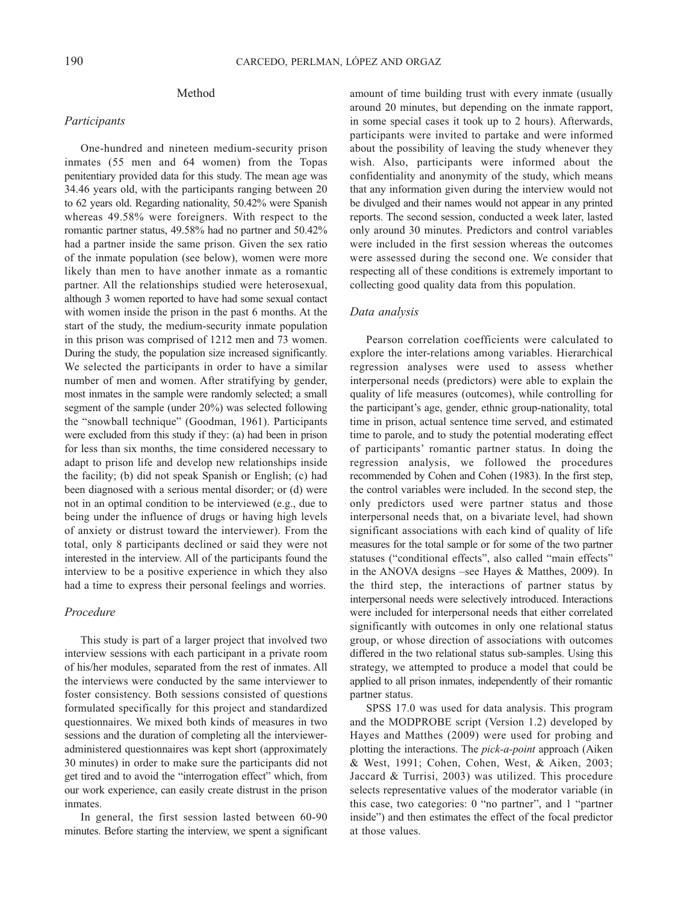## Method

### *Participants*

One-hundred and nineteen medium-security prison inmates (55 men and 64 women) from the Topas penitentiary provided data for this study. The mean age was 34.46 years old, with the participants ranging between 20 to 62 years old. Regarding nationality, 50.42% were Spanish whereas 49.58% were foreigners. With respect to the romantic partner status, 49.58% had no partner and 50.42% had a partner inside the same prison. Given the sex ratio of the inmate population (see below), women were more likely than men to have another inmate as a romantic partner. All the relationships studied were heterosexual, although 3 women reported to have had some sexual contact with women inside the prison in the past 6 months. At the start of the study, the medium-security inmate population in this prison was comprised of 1212 men and 73 women. During the study, the population size increased significantly. We selected the participants in order to have a similar number of men and women. After stratifying by gender, most inmates in the sample were randomly selected; a small segment of the sample (under 20%) was selected following the "snowball technique" (Goodman, 1961). Participants were excluded from this study if they: (a) had been in prison for less than six months, the time considered necessary to adapt to prison life and develop new relationships inside the facility; (b) did not speak Spanish or English; (c) had been diagnosed with a serious mental disorder; or (d) were not in an optimal condition to be interviewed (e.g., due to being under the influence of drugs or having high levels of anxiety or distrust toward the interviewer). From the total, only 8 participants declined or said they were not interested in the interview. All of the participants found the interview to be a positive experience in which they also had a time to express their personal feelings and worries.

### *Procedure*

This study is part of a larger project that involved two interview sessions with each participant in a private room of his/her modules, separated from the rest of inmates. All the interviews were conducted by the same interviewer to foster consistency. Both sessions consisted of questions formulated specifically for this project and standardized questionnaires. We mixed both kinds of measures in two sessions and the duration of completing all the interviewer-administered questionnaires was kept short (approximately 30 minutes) in order to make sure the participants did not get tired and to avoid the "interrogation effect" which, from our work experience, can easily create distrust in the prison inmates.

In general, the first session lasted between 60-90 minutes. Before starting the interview, we spent a significant amount of time building trust with every inmate (usually around 20 minutes, but depending on the inmate rapport, in some special cases it took up to 2 hours). Afterwards, participants were invited to partake and were informed about the possibility of leaving the study whenever they wish. Also, participants were informed about the confidentiality and anonymity of the study, which means that any information given during the interview would not be divulged and their names would not appear in any printed reports. The second session, conducted a week later, lasted only around 30 minutes. Predictors and control variables were included in the first session whereas the outcomes were assessed during the second one. We consider that respecting all of these conditions is extremely important to collecting good quality data from this population.

### *Data analysis*

Pearson correlation coefficients were calculated to explore the inter-relations among variables. Hierarchical regression analyses were used to assess whether interpersonal needs (predictors) were able to explain the quality of life measures (outcomes), while controlling for the participant's age, gender, ethnic group-nationality, total time in prison, actual sentence time served, and estimated time to parole, and to study the potential moderating effect of participants' romantic partner status. In doing the regression analysis, we followed the procedures recommended by Cohen and Cohen (1983). In the first step, the control variables were included. In the second step, the only predictors used were partner status and those interpersonal needs that, on a bivariate level, had shown significant associations with each kind of quality of life measures for the total sample or for some of the two partner statuses ("conditional effects", also called "main effects" in the ANOVA designs –see Hayes & Matthes, 2009). In the third step, the interactions of partner status by interpersonal needs were selectively introduced. Interactions were included for interpersonal needs that either correlated significantly with outcomes in only one relational status group, or whose direction of associations with outcomes differed in the two relational status sub-samples. Using this strategy, we attempted to produce a model that could be applied to all prison inmates, independently of their romantic partner status.

SPSS 17.0 was used for data analysis. This program and the MODPROBE script (Version 1.2) developed by Hayes and Matthes (2009) were used for probing and plotting the interactions. The *pick-a-point* approach (Aiken & West, 1991; Cohen, Cohen, West, & Aiken, 2003; Jaccard & Turrisi, 2003) was utilized. This procedure selects representative values of the moderator variable (in this case, two categories: 0 "no partner", and 1 "partner inside") and then estimates the effect of the focal predictor at those values.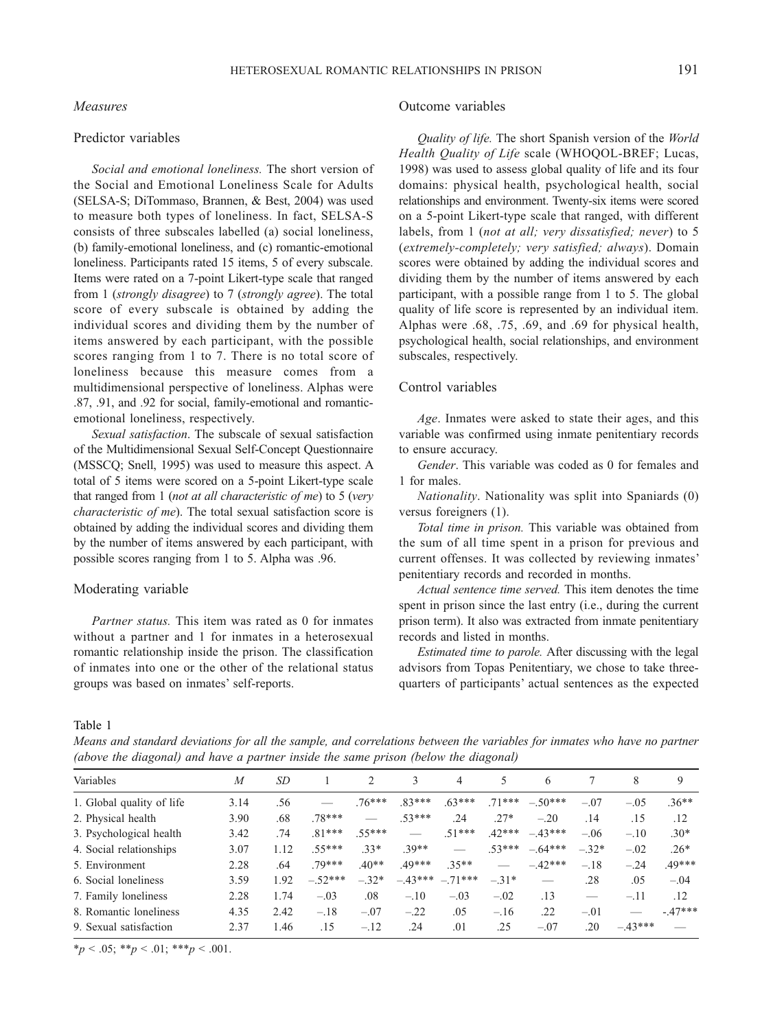## Measures

### Predictor variables

*Social and emotional loneliness.* The short version of the Social and Emotional Loneliness Scale for Adults (SELSA-S; DiTommaso, Brannen, & Best, 2004) was used to measure both types of loneliness. In fact, SELSA-S consists of three subscales labelled (a) social loneliness, (b) family-emotional loneliness, and (c) romantic-emotional loneliness. Participants rated 15 items, 5 of every subscale. Items were rated on a 7-point Likert-type scale that ranged from 1 (*strongly disagree*) to 7 (*strongly agree*). The total score of every subscale is obtained by adding the individual scores and dividing them by the number of items answered by each participant, with the possible scores ranging from 1 to 7. There is no total score of loneliness because this measure comes from a multidimensional perspective of loneliness. Alphas were .87, .91, and .92 for social, family-emotional and romantic-emotional loneliness, respectively.

*Sexual satisfaction*. The subscale of sexual satisfaction of the Multidimensional Sexual Self-Concept Questionnaire (MSSCQ; Snell, 1995) was used to measure this aspect. A total of 5 items were scored on a 5-point Likert-type scale that ranged from 1 (*not at all characteristic of me*) to 5 (*very characteristic of me*). The total sexual satisfaction score is obtained by adding the individual scores and dividing them by the number of items answered by each participant, with possible scores ranging from 1 to 5. Alpha was .96.

### Moderating variable

*Partner status.* This item was rated as 0 for inmates without a partner and 1 for inmates in a heterosexual romantic relationship inside the prison. The classification of inmates into one or the other of the relational status groups was based on inmates' self-reports.

### Outcome variables

*Quality of life.* The short Spanish version of the *World Health Quality of Life* scale (WHOQOL-BREF; Lucas, 1998) was used to assess global quality of life and its four domains: physical health, psychological health, social relationships and environment. Twenty-six items were scored on a 5-point Likert-type scale that ranged, with different labels, from 1 (*not at all; very dissatisfied; never*) to 5 (*extremely-completely; very satisfied; always*). Domain scores were obtained by adding the individual scores and dividing them by the number of items answered by each participant, with a possible range from 1 to 5. The global quality of life score is represented by an individual item. Alphas were .68, .75, .69, and .69 for physical health, psychological health, social relationships, and environment subscales, respectively.

### Control variables

*Age*. Inmates were asked to state their ages, and this variable was confirmed using inmate penitentiary records to ensure accuracy.

*Gender*. This variable was coded as 0 for females and 1 for males.

*Nationality*. Nationality was split into Spaniards (0) versus foreigners (1).

*Total time in prison.* This variable was obtained from the sum of all time spent in a prison for previous and current offenses. It was collected by reviewing inmates' penitentiary records and recorded in months.

*Actual sentence time served.* This item denotes the time spent in prison since the last entry (i.e., during the current prison term). It also was extracted from inmate penitentiary records and listed in months.

*Estimated time to parole.* After discussing with the legal advisors from Topas Penitentiary, we chose to take three-quarters of participants' actual sentences as the expected

Table 1

*Means and standard deviations for all the sample, and correlations between the variables for inmates who have no partner (above the diagonal) and have a partner inside the same prison (below the diagonal)*

| Variables | *M* | *SD* | 1 | 2 | 3 | 4 | 5 | 6 | 7 | 8 | 9 |
|---|---|---|---|---|---|---|---|---|---|---|---|
| 1. Global quality of life | 3.14 | .56 | — | .76*** | .83*** | .63*** | .71*** | –.50*** | –.07 | –.05 | .36** |
| 2. Physical health | 3.90 | .68 | .78*** | — | .53*** | .24 | .27* | –.20 | .14 | .15 | .12 |
| 3. Psychological health | 3.42 | .74 | .81*** | .55*** | — | .51*** | .42*** | –.43*** | –.06 | –.10 | .30* |
| 4. Social relationships | 3.07 | 1.12 | .55*** | .33* | .39** | — | .53*** | –.64*** | –.32* | –.02 | .26* |
| 5. Environment | 2.28 | .64 | .79*** | .40** | .49*** | .35** | — | –.42*** | –.18 | –.24 | .49*** |
| 6. Social loneliness | 3.59 | 1.92 | –.52*** | –.32* | –.43*** | –.71*** | –.31* | — | .28 | .05 | –.04 |
| 7. Family loneliness | 2.28 | 1.74 | –.03 | .08 | –.10 | –.03 | –.02 | .13 | — | –.11 | .12 |
| 8. Romantic loneliness | 4.35 | 2.42 | –.18 | –.07 | –.22 | .05 | –.16 | .22 | –.01 | — | -.47*** |
| 9. Sexual satisfaction | 2.37 | 1.46 | .15 | –.12 | .24 | .01 | .25 | –.07 | .20 | –.43*** | — |

*$p < .05$; **$p < .01$; ***$p < .001$.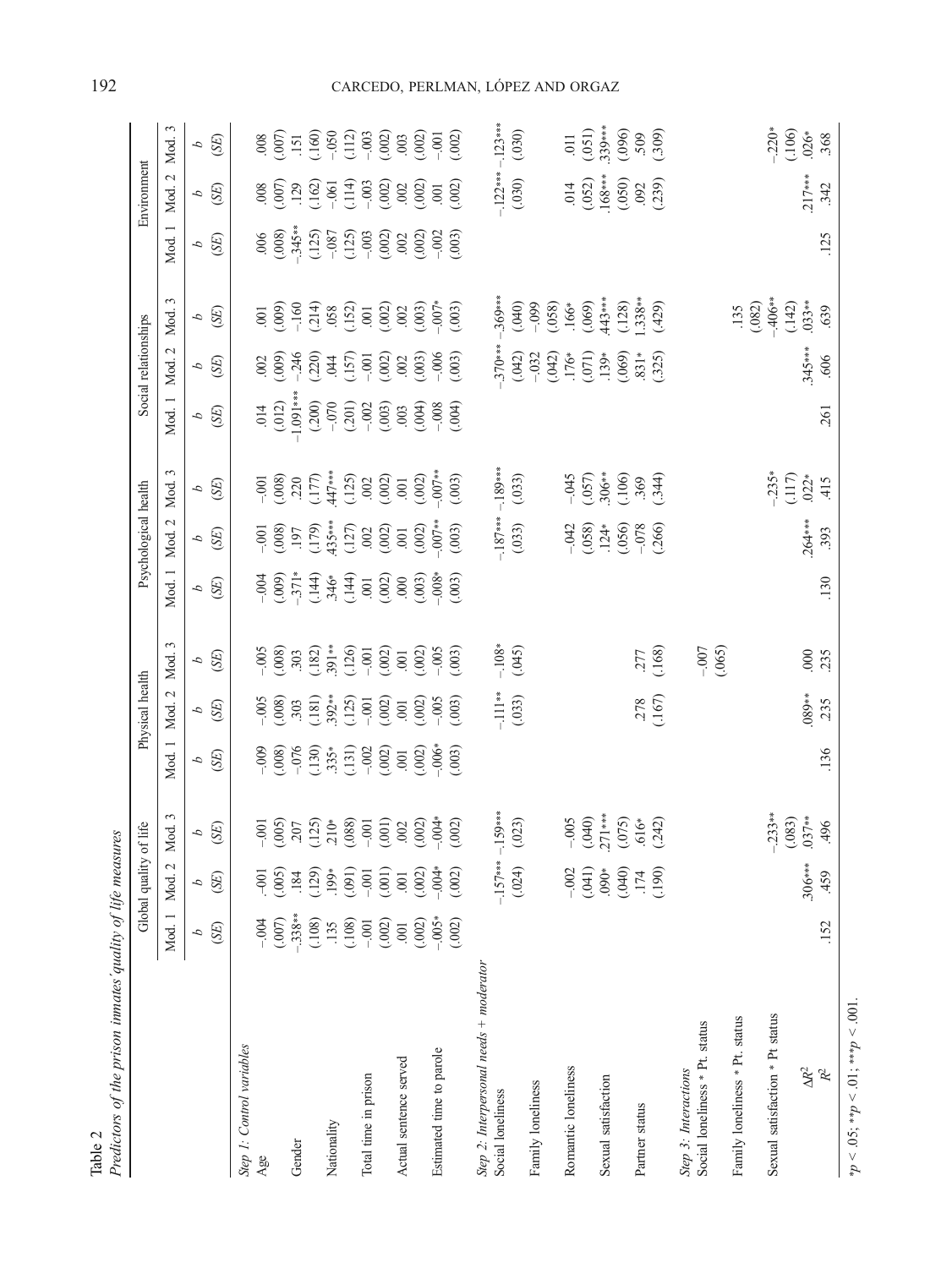**Table 2**
*Predictors of the prison inmates' quality of life measures*

| | Global quality of life | | | Physical health | | | Psychological health | | | Social relationships | | | Environment | | |
|---|---|---|---|---|---|---|---|---|---|---|---|---|---|---|---|
| | Mod. 1 | Mod. 2 | Mod. 3 | Mod. 1 | Mod. 2 | Mod. 3 | Mod. 1 | Mod. 2 | Mod. 3 | Mod. 1 | Mod. 2 | Mod. 3 | Mod. 1 | Mod. 2 | Mod. 3 |
| | *b* (*SE*) | *b* (*SE*) | *b* (*SE*) | *b* (*SE*) | *b* (*SE*) | *b* (*SE*) | *b* (*SE*) | *b* (*SE*) | *b* (*SE*) | *b* (*SE*) | *b* (*SE*) | *b* (*SE*) | *b* (*SE*) | *b* (*SE*) | *b* (*SE*) |
| *Step 1: Control variables* | | | | | | | | | | | | | | | |
| Age | -.004 | -.001 | -.001 | -.009 | -.005 | -.005 | -.004 | -.001 | -.001 | .014 | .002 | .001 | .006 | .008 | .008 |
| | (.007) | (.005) | (.005) | (.008) | (.008) | (.008) | (.009) | (.008) | (.008) | (.012) | (.009) | (.009) | (.008) | (.007) | (.007) |
| Gender | -.338** | .184 | .207 | -.076 | .303 | .303 | -.371* | .197 | .220 | -1.091*** | -.246 | -.160 | -.345** | .129 | .151 |
| | (.108) | (.129) | (.125) | (.130) | (.181) | (.182) | (.144) | (.179) | (.177) | (.200) | (.220) | (.214) | (.125) | (.162) | (.160) |
| Nationality | .135 | .199* | .210* | .335* | .392** | .391** | .346* | .435*** | .447*** | -.070 | .044 | .058 | -.087 | -.061 | -.050 |
| | (.108) | (.091) | (.088) | (.131) | (.125) | (.126) | (.144) | (.127) | (.125) | (.201) | (.157) | (.152) | (.125) | (.114) | (.112) |
| Total time in prison | -.001 | -.001 | -.001 | -.002 | -.001 | -.001 | .001 | .002 | .002 | -.002 | -.001 | .001 | -.003 | -.003 | -.003 |
| | (.002) | (.001) | (.001) | (.002) | (.002) | (.002) | (.002) | (.002) | (.002) | (.003) | (.002) | (.002) | (.002) | (.002) | (.002) |
| Actual sentence served | .001 | .001 | .002 | .001 | .001 | .001 | .000 | .001 | .001 | .003 | .002 | .002 | .002 | .002 | .003 |
| | (.002) | (.002) | (.002) | (.002) | (.002) | (.002) | (.003) | (.002) | (.002) | (.004) | (.003) | (.003) | (.002) | (.002) | (.002) |
| Estimated time to parole | -.005* | -.004* | -.004* | -.006* | -.005 | -.005 | -.008* | -.007** | -.007** | -.008 | -.006 | -.007* | -.002 | .001 | -.001 |
| | (.002) | (.002) | (.002) | (.003) | (.003) | (.003) | (.003) | (.003) | (.003) | (.004) | (.003) | (.003) | (.003) | (.002) | (.002) |
| *Step 2: Interpersonal needs + moderator* | | | | | | | | | | | | | | | |
| Social loneliness | | -.157*** | -.159*** | | -.111** | -.108* | | -.187*** | -.189*** | | -.370*** | -.369*** | | -.122*** | -.123*** |
| | | (.024) | (.023) | | (.033) | (.045) | | (.033) | (.033) | | (.042) | (.040) | | (.030) | (.030) |
| Family loneliness | | | | | | | | | | | -.032 | -.099 | | | |
| | | | | | | | | | | | (.042) | (.058) | | | |
| Romantic loneliness | | -.002 | -.005 | | | | | -.042 | -.045 | | .176* | .166* | | .014 | .011 |
| | | (.041) | (.040) | | | | | (.058) | (.057) | | (.071) | (.069) | | (.052) | (.051) |
| Sexual satisfaction | | .090* | .271*** | | | | | .124* | .306** | | .139* | .443*** | | .168*** | .339*** |
| | | (.040) | (.075) | | | | | (.056) | (.106) | | (.069) | (.128) | | (.050) | (.096) |
| Partner status | | .174 | .616* | | .278 | .277 | | -.078 | .369 | | .831* | 1.338** | | .092 | .509 |
| | | (.190) | (.242) | | (.167) | (.168) | | (.266) | (.344) | | (.325) | (.429) | | (.239) | (.309) |
| *Step 3: Interactions* | | | | | | | | | | | | | | | |
| Social loneliness * Pt. status | | | | | | -.007 | | | | | | | | | |
| | | | | | | (.065) | | | | | | | | | |
| Family loneliness * Pt. status | | | | | | | | | | | | .135 | | | |
| | | | | | | | | | | | | (.082) | | | |
| Sexual satisfaction * Pt status | | | -.233** | | | | | | -.235* | | | -.406** | | | -.220* |
| | | | (.083) | | | | | | (.117) | | | (.142) | | | (.106) |
| $\Delta R^2$ | | .306*** | .037** | | .089** | .000 | | .264*** | .022* | | .345*** | .033** | | .217*** | .026* |
| $R^2$ | .152 | .459 | .496 | .136 | .235 | .235 | .130 | .393 | .415 | .261 | .606 | .639 | .125 | .342 | .368 |

$*p < .05$; $**p < .01$; $***p < .001$.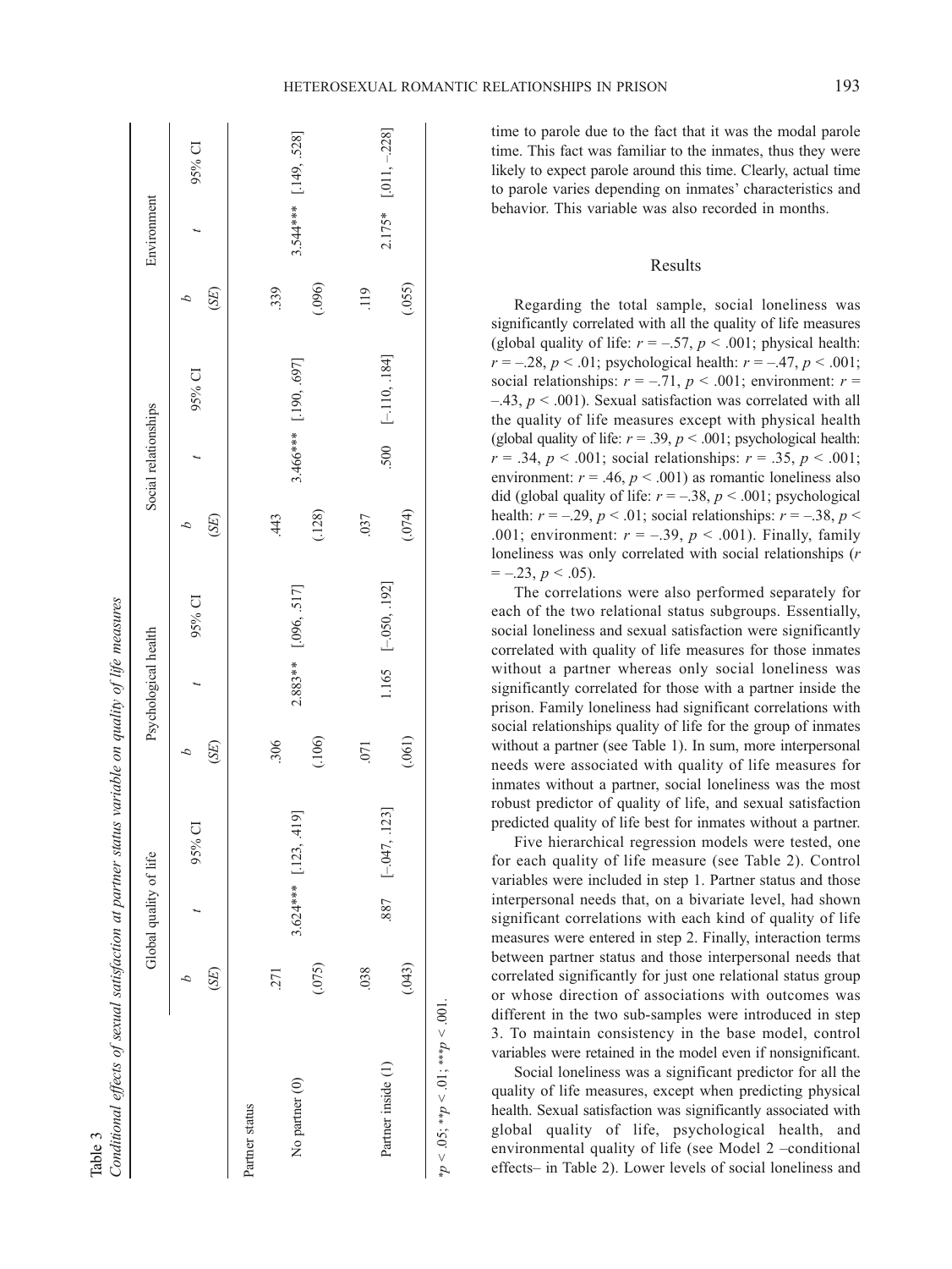Table 3
*Conditional effects of sexual satisfaction at partner status variable on quality of life measures*

| | Global quality of life | | | Psychological health | | | Social relationships | | | Environment | | |
|---|---|---|---|---|---|---|---|---|---|---|---|---|
| | *b* (*SE*) | *t* | 95% CI | *b* (*SE*) | *t* | 95% CI | *b* (*SE*) | *t* | 95% CI | *b* (*SE*) | *t* | 95% CI |
| Partner status | | | | | | | | | | | | |
| No partner (0) | .271 (.075) | 3.624*** | [.123, .419] | .306 (.106) | 2.883** | [.096, .517] | .443 (.128) | 3.466*** | [.190, .697] | .339 (.096) | 3.544*** | [.149, .528] |
| Partner inside (1) | .038 (.043) | .887 | [–.047, .123] | .071 (.061) | 1.165 | [–.050, .192] | .037 (.074) | .500 | [–.110, .184] | .119 (.055) | 2.175* | [.011, .228] |

\*$p < .05$; \*\*$p < .01$; \*\*\*$p < .001$.

time to parole due to the fact that it was the modal parole time. This fact was familiar to the inmates, thus they were likely to expect parole around this time. Clearly, actual time to parole varies depending on inmates' characteristics and behavior. This variable was also recorded in months.

## Results

Regarding the total sample, social loneliness was significantly correlated with all the quality of life measures (global quality of life: $r = –.57$, $p < .001$; physical health: $r = –.28$, $p < .01$; psychological health: $r = –.47$, $p < .001$; social relationships: $r = –.71$, $p < .001$; environment: $r = –.43$, $p < .001$). Sexual satisfaction was correlated with all the quality of life measures except with physical health (global quality of life: $r = .39$, $p < .001$; psychological health: $r = .34$, $p < .001$; social relationships: $r = .35$, $p < .001$; environment: $r = .46$, $p < .001$) as romantic loneliness also did (global quality of life: $r = –.38$, $p < .001$; psychological health: $r = –.29$, $p < .01$; social relationships: $r = –.38$, $p < .001$; environment: $r = –.39$, $p < .001$). Finally, family loneliness was only correlated with social relationships ($r = –.23$, $p < .05$).

The correlations were also performed separately for each of the two relational status subgroups. Essentially, social loneliness and sexual satisfaction were significantly correlated with quality of life measures for those inmates without a partner whereas only social loneliness was significantly correlated for those with a partner inside the prison. Family loneliness had significant correlations with social relationships quality of life for the group of inmates without a partner (see Table 1). In sum, more interpersonal needs were associated with quality of life measures for inmates without a partner, social loneliness was the most robust predictor of quality of life, and sexual satisfaction predicted quality of life best for inmates without a partner.

Five hierarchical regression models were tested, one for each quality of life measure (see Table 2). Control variables were included in step 1. Partner status and those interpersonal needs that, on a bivariate level, had shown significant correlations with each kind of quality of life measures were entered in step 2. Finally, interaction terms between partner status and those interpersonal needs that correlated significantly for just one relational status group or whose direction of associations with outcomes was different in the two sub-samples were introduced in step 3. To maintain consistency in the base model, control variables were retained in the model even if nonsignificant.

Social loneliness was a significant predictor for all the quality of life measures, except when predicting physical health. Sexual satisfaction was significantly associated with global quality of life, psychological health, and environmental quality of life (see Model 2 –conditional effects– in Table 2). Lower levels of social loneliness and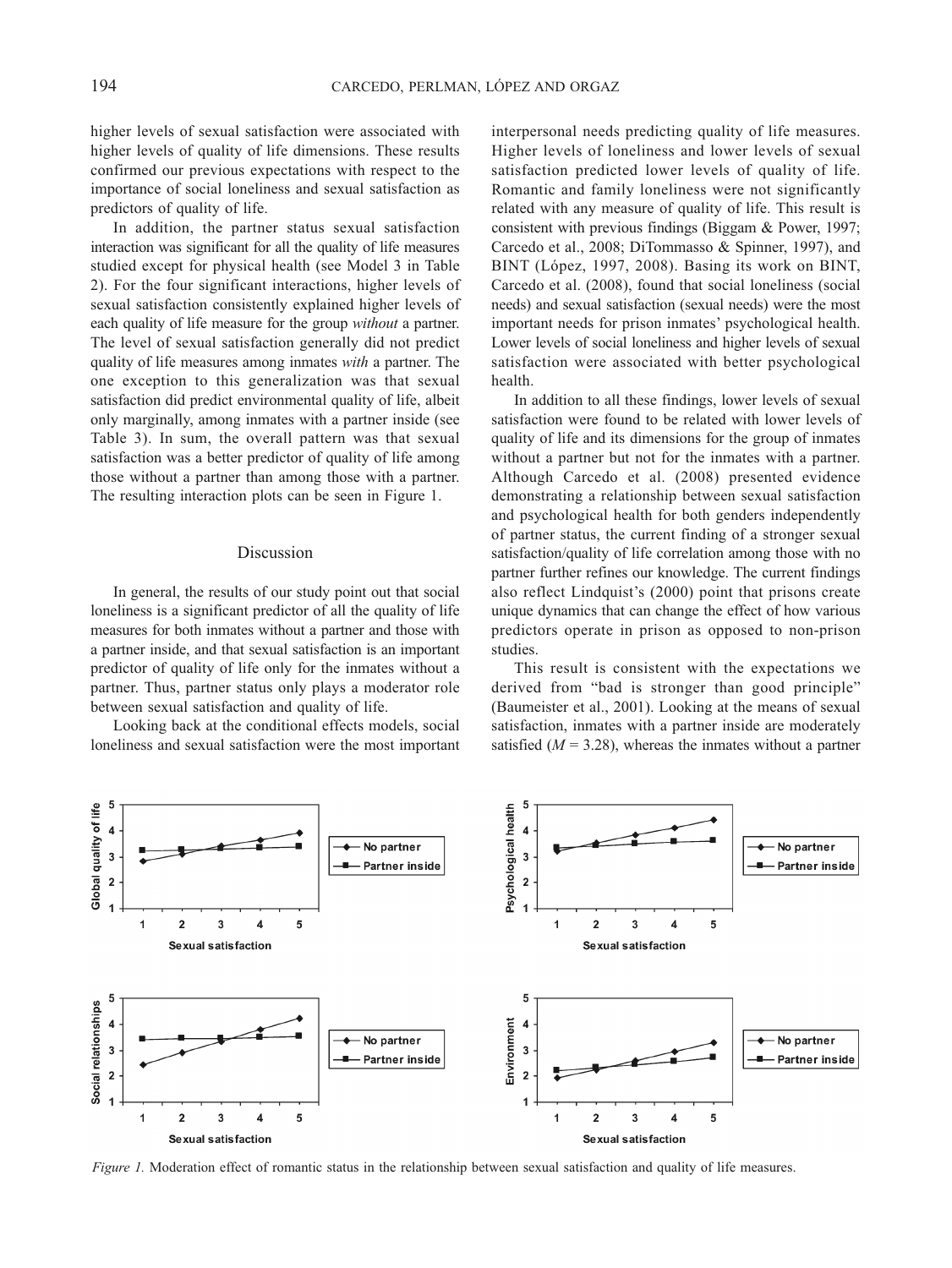higher levels of sexual satisfaction were associated with higher levels of quality of life dimensions. These results confirmed our previous expectations with respect to the importance of social loneliness and sexual satisfaction as predictors of quality of life.

In addition, the partner status sexual satisfaction interaction was significant for all the quality of life measures studied except for physical health (see Model 3 in Table 2). For the four significant interactions, higher levels of sexual satisfaction consistently explained higher levels of each quality of life measure for the group *without* a partner. The level of sexual satisfaction generally did not predict quality of life measures among inmates *with* a partner. The one exception to this generalization was that sexual satisfaction did predict environmental quality of life, albeit only marginally, among inmates with a partner inside (see Table 3). In sum, the overall pattern was that sexual satisfaction was a better predictor of quality of life among those without a partner than among those with a partner. The resulting interaction plots can be seen in Figure 1.

## Discussion

In general, the results of our study point out that social loneliness is a significant predictor of all the quality of life measures for both inmates without a partner and those with a partner inside, and that sexual satisfaction is an important predictor of quality of life only for the inmates without a partner. Thus, partner status only plays a moderator role between sexual satisfaction and quality of life.

Looking back at the conditional effects models, social loneliness and sexual satisfaction were the most important interpersonal needs predicting quality of life measures. Higher levels of loneliness and lower levels of sexual satisfaction predicted lower levels of quality of life. Romantic and family loneliness were not significantly related with any measure of quality of life. This result is consistent with previous findings (Biggam & Power, 1997; Carcedo et al., 2008; DiTommasso & Spinner, 1997), and BINT (López, 1997, 2008). Basing its work on BINT, Carcedo et al. (2008), found that social loneliness (social needs) and sexual satisfaction (sexual needs) were the most important needs for prison inmates' psychological health. Lower levels of social loneliness and higher levels of sexual satisfaction were associated with better psychological health.

In addition to all these findings, lower levels of sexual satisfaction were found to be related with lower levels of quality of life and its dimensions for the group of inmates without a partner but not for the inmates with a partner. Although Carcedo et al. (2008) presented evidence demonstrating a relationship between sexual satisfaction and psychological health for both genders independently of partner status, the current finding of a stronger sexual satisfaction/quality of life correlation among those with no partner further refines our knowledge. The current findings also reflect Lindquist's (2000) point that prisons create unique dynamics that can change the effect of how various predictors operate in prison as opposed to non-prison studies.

This result is consistent with the expectations we derived from "bad is stronger than good principle" (Baumeister et al., 2001). Looking at the means of sexual satisfaction, inmates with a partner inside are moderately satisfied ($M = 3.28$), whereas the inmates without a partner

*Figure 1.* Moderation effect of romantic status in the relationship between sexual satisfaction and quality of life measures.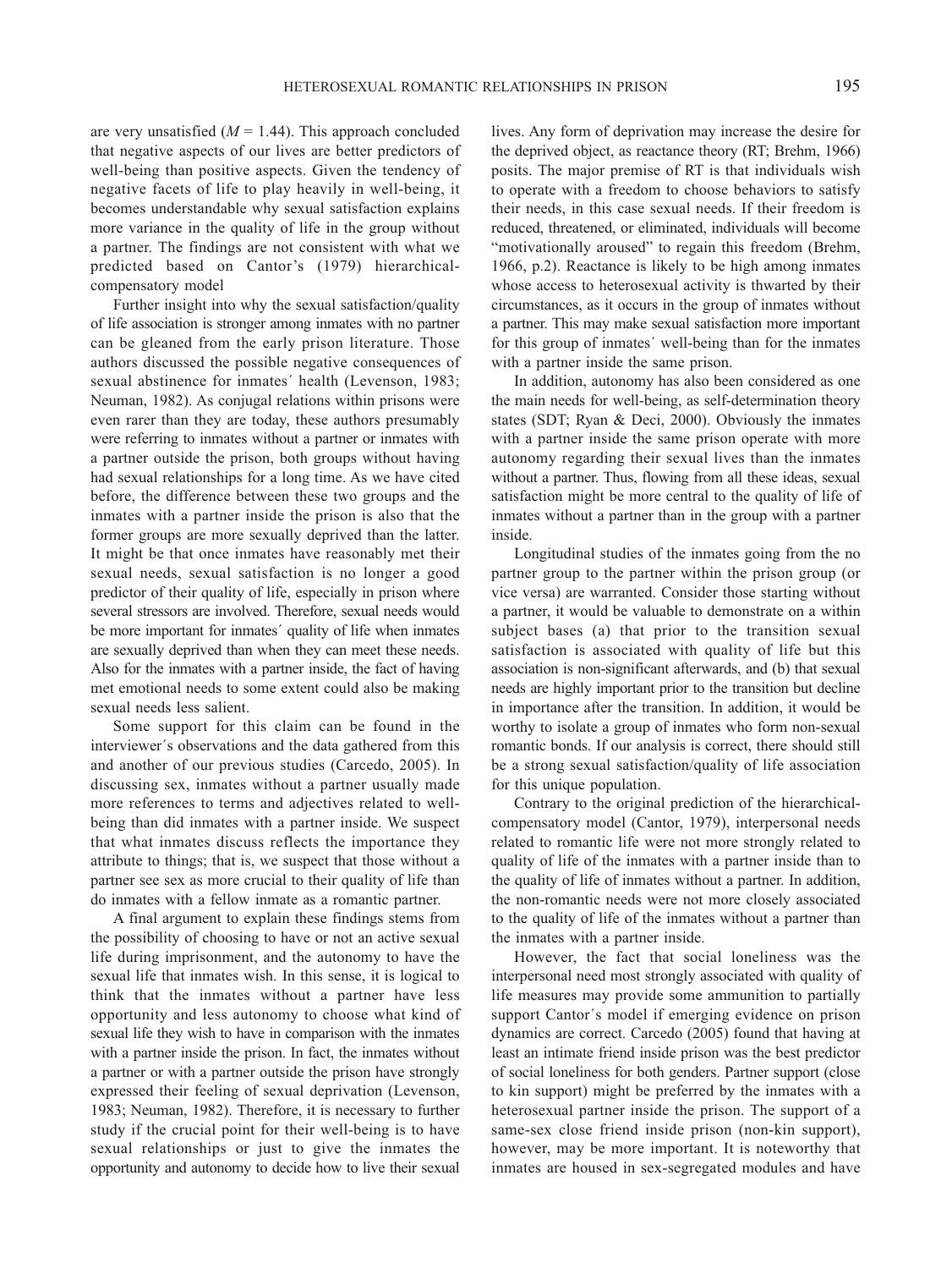are very unsatisfied ($M = 1.44$). This approach concluded that negative aspects of our lives are better predictors of well-being than positive aspects. Given the tendency of negative facets of life to play heavily in well-being, it becomes understandable why sexual satisfaction explains more variance in the quality of life in the group without a partner. The findings are not consistent with what we predicted based on Cantor's (1979) hierarchical-compensatory model

Further insight into why the sexual satisfaction/quality of life association is stronger among inmates with no partner can be gleaned from the early prison literature. Those authors discussed the possible negative consequences of sexual abstinence for inmates´ health (Levenson, 1983; Neuman, 1982). As conjugal relations within prisons were even rarer than they are today, these authors presumably were referring to inmates without a partner or inmates with a partner outside the prison, both groups without having had sexual relationships for a long time. As we have cited before, the difference between these two groups and the inmates with a partner inside the prison is also that the former groups are more sexually deprived than the latter. It might be that once inmates have reasonably met their sexual needs, sexual satisfaction is no longer a good predictor of their quality of life, especially in prison where several stressors are involved. Therefore, sexual needs would be more important for inmates´ quality of life when inmates are sexually deprived than when they can meet these needs. Also for the inmates with a partner inside, the fact of having met emotional needs to some extent could also be making sexual needs less salient.

Some support for this claim can be found in the interviewer´s observations and the data gathered from this and another of our previous studies (Carcedo, 2005). In discussing sex, inmates without a partner usually made more references to terms and adjectives related to well-being than did inmates with a partner inside. We suspect that what inmates discuss reflects the importance they attribute to things; that is, we suspect that those without a partner see sex as more crucial to their quality of life than do inmates with a fellow inmate as a romantic partner.

A final argument to explain these findings stems from the possibility of choosing to have or not an active sexual life during imprisonment, and the autonomy to have the sexual life that inmates wish. In this sense, it is logical to think that the inmates without a partner have less opportunity and less autonomy to choose what kind of sexual life they wish to have in comparison with the inmates with a partner inside the prison. In fact, the inmates without a partner or with a partner outside the prison have strongly expressed their feeling of sexual deprivation (Levenson, 1983; Neuman, 1982). Therefore, it is necessary to further study if the crucial point for their well-being is to have sexual relationships or just to give the inmates the opportunity and autonomy to decide how to live their sexual lives. Any form of deprivation may increase the desire for the deprived object, as reactance theory (RT; Brehm, 1966) posits. The major premise of RT is that individuals wish to operate with a freedom to choose behaviors to satisfy their needs, in this case sexual needs. If their freedom is reduced, threatened, or eliminated, individuals will become "motivationally aroused" to regain this freedom (Brehm, 1966, p.2). Reactance is likely to be high among inmates whose access to heterosexual activity is thwarted by their circumstances, as it occurs in the group of inmates without a partner. This may make sexual satisfaction more important for this group of inmates´ well-being than for the inmates with a partner inside the same prison.

In addition, autonomy has also been considered as one the main needs for well-being, as self-determination theory states (SDT; Ryan & Deci, 2000). Obviously the inmates with a partner inside the same prison operate with more autonomy regarding their sexual lives than the inmates without a partner. Thus, flowing from all these ideas, sexual satisfaction might be more central to the quality of life of inmates without a partner than in the group with a partner inside.

Longitudinal studies of the inmates going from the no partner group to the partner within the prison group (or vice versa) are warranted. Consider those starting without a partner, it would be valuable to demonstrate on a within subject bases (a) that prior to the transition sexual satisfaction is associated with quality of life but this association is non-significant afterwards, and (b) that sexual needs are highly important prior to the transition but decline in importance after the transition. In addition, it would be worthy to isolate a group of inmates who form non-sexual romantic bonds. If our analysis is correct, there should still be a strong sexual satisfaction/quality of life association for this unique population.

Contrary to the original prediction of the hierarchical-compensatory model (Cantor, 1979), interpersonal needs related to romantic life were not more strongly related to quality of life of the inmates with a partner inside than to the quality of life of inmates without a partner. In addition, the non-romantic needs were not more closely associated to the quality of life of the inmates without a partner than the inmates with a partner inside.

However, the fact that social loneliness was the interpersonal need most strongly associated with quality of life measures may provide some ammunition to partially support Cantor´s model if emerging evidence on prison dynamics are correct. Carcedo (2005) found that having at least an intimate friend inside prison was the best predictor of social loneliness for both genders. Partner support (close to kin support) might be preferred by the inmates with a heterosexual partner inside the prison. The support of a same-sex close friend inside prison (non-kin support), however, may be more important. It is noteworthy that inmates are housed in sex-segregated modules and have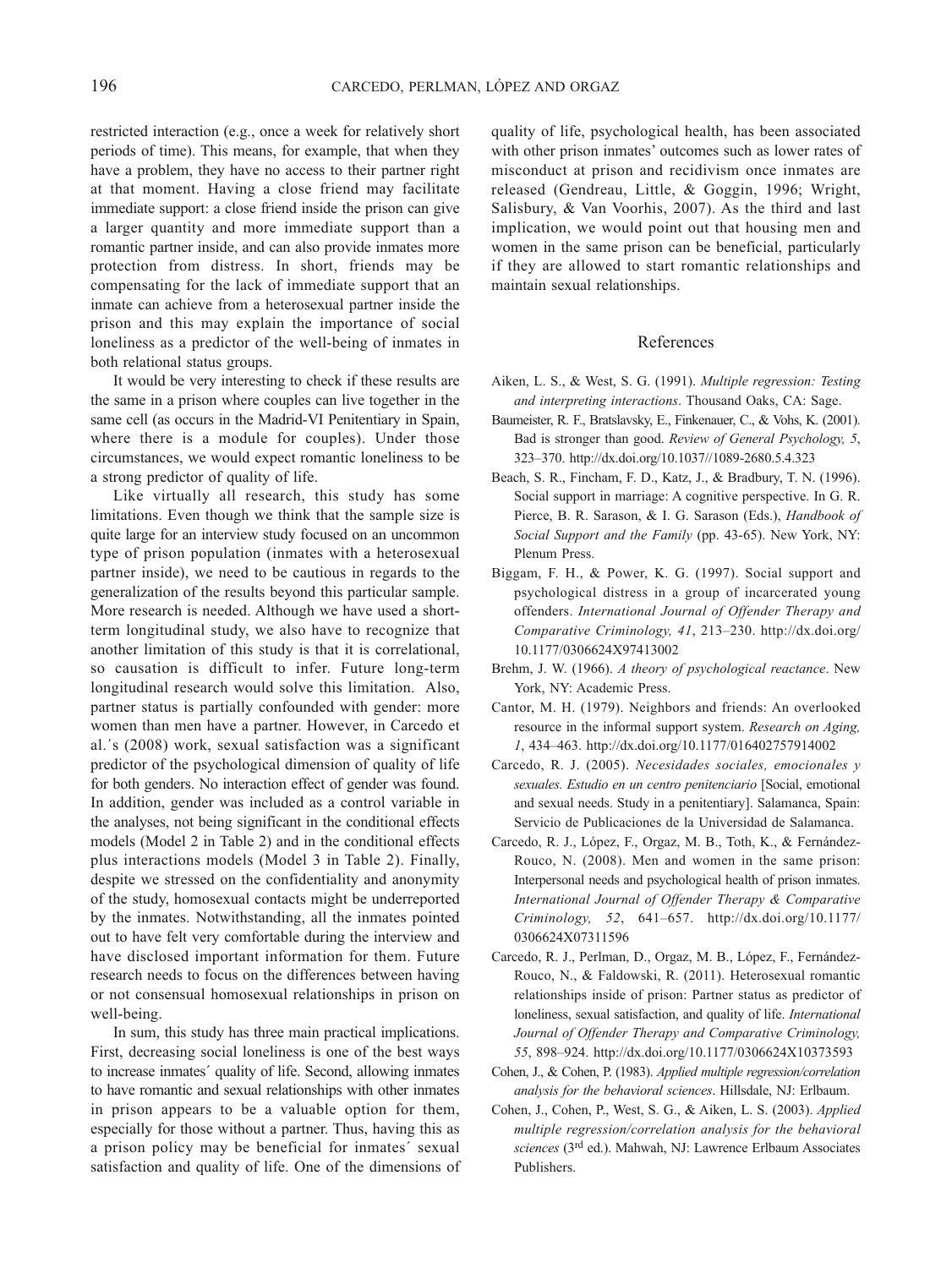restricted interaction (e.g., once a week for relatively short periods of time). This means, for example, that when they have a problem, they have no access to their partner right at that moment. Having a close friend may facilitate immediate support: a close friend inside the prison can give a larger quantity and more immediate support than a romantic partner inside, and can also provide inmates more protection from distress. In short, friends may be compensating for the lack of immediate support that an inmate can achieve from a heterosexual partner inside the prison and this may explain the importance of social loneliness as a predictor of the well-being of inmates in both relational status groups.

It would be very interesting to check if these results are the same in a prison where couples can live together in the same cell (as occurs in the Madrid-VI Penitentiary in Spain, where there is a module for couples). Under those circumstances, we would expect romantic loneliness to be a strong predictor of quality of life.

Like virtually all research, this study has some limitations. Even though we think that the sample size is quite large for an interview study focused on an uncommon type of prison population (inmates with a heterosexual partner inside), we need to be cautious in regards to the generalization of the results beyond this particular sample. More research is needed. Although we have used a short-term longitudinal study, we also have to recognize that another limitation of this study is that it is correlational, so causation is difficult to infer. Future long-term longitudinal research would solve this limitation. Also, partner status is partially confounded with gender: more women than men have a partner. However, in Carcedo et al.´s (2008) work, sexual satisfaction was a significant predictor of the psychological dimension of quality of life for both genders. No interaction effect of gender was found. In addition, gender was included as a control variable in the analyses, not being significant in the conditional effects models (Model 2 in Table 2) and in the conditional effects plus interactions models (Model 3 in Table 2). Finally, despite we stressed on the confidentiality and anonymity of the study, homosexual contacts might be underreported by the inmates. Notwithstanding, all the inmates pointed out to have felt very comfortable during the interview and have disclosed important information for them. Future research needs to focus on the differences between having or not consensual homosexual relationships in prison on well-being.

In sum, this study has three main practical implications. First, decreasing social loneliness is one of the best ways to increase inmates´ quality of life. Second, allowing inmates to have romantic and sexual relationships with other inmates in prison appears to be a valuable option for them, especially for those without a partner. Thus, having this as a prison policy may be beneficial for inmates´ sexual satisfaction and quality of life. One of the dimensions of quality of life, psychological health, has been associated with other prison inmates' outcomes such as lower rates of misconduct at prison and recidivism once inmates are released (Gendreau, Little, & Goggin, 1996; Wright, Salisbury, & Van Voorhis, 2007). As the third and last implication, we would point out that housing men and women in the same prison can be beneficial, particularly if they are allowed to start romantic relationships and maintain sexual relationships.

## References

Aiken, L. S., & West, S. G. (1991). *Multiple regression: Testing and interpreting interactions*. Thousand Oaks, CA: Sage.

Baumeister, R. F., Bratslavsky, E., Finkenauer, C., & Vohs, K. (2001). Bad is stronger than good. *Review of General Psychology, 5*, 323–370. http://dx.doi.org/10.1037//1089-2680.5.4.323

Beach, S. R., Fincham, F. D., Katz, J., & Bradbury, T. N. (1996). Social support in marriage: A cognitive perspective. In G. R. Pierce, B. R. Sarason, & I. G. Sarason (Eds.), *Handbook of Social Support and the Family* (pp. 43-65). New York, NY: Plenum Press.

Biggam, F. H., & Power, K. G. (1997). Social support and psychological distress in a group of incarcerated young offenders. *International Journal of Offender Therapy and Comparative Criminology, 41*, 213–230. http://dx.doi.org/10.1177/0306624X97413002

Brehm, J. W. (1966). *A theory of psychological reactance*. New York, NY: Academic Press.

Cantor, M. H. (1979). Neighbors and friends: An overlooked resource in the informal support system. *Research on Aging, 1*, 434–463. http://dx.doi.org/10.1177/016402757914002

Carcedo, R. J. (2005). *Necesidades sociales, emocionales y sexuales. Estudio en un centro penitenciario* [Social, emotional and sexual needs. Study in a penitentiary]. Salamanca, Spain: Servicio de Publicaciones de la Universidad de Salamanca.

Carcedo, R. J., López, F., Orgaz, M. B., Toth, K., & Fernández-Rouco, N. (2008). Men and women in the same prison: Interpersonal needs and psychological health of prison inmates. *International Journal of Offender Therapy & Comparative Criminology, 52*, 641–657. http://dx.doi.org/10.1177/0306624X07311596

Carcedo, R. J., Perlman, D., Orgaz, M. B., López, F., Fernández-Rouco, N., & Faldowski, R. (2011). Heterosexual romantic relationships inside of prison: Partner status as predictor of loneliness, sexual satisfaction, and quality of life. *International Journal of Offender Therapy and Comparative Criminology, 55*, 898–924. http://dx.doi.org/10.1177/0306624X10373593

Cohen, J., & Cohen, P. (1983). *Applied multiple regression/correlation analysis for the behavioral sciences*. Hillsdale, NJ: Erlbaum.

Cohen, J., Cohen, P., West, S. G., & Aiken, L. S. (2003). *Applied multiple regression/correlation analysis for the behavioral sciences* (3rd ed.). Mahwah, NJ: Lawrence Erlbaum Associates Publishers.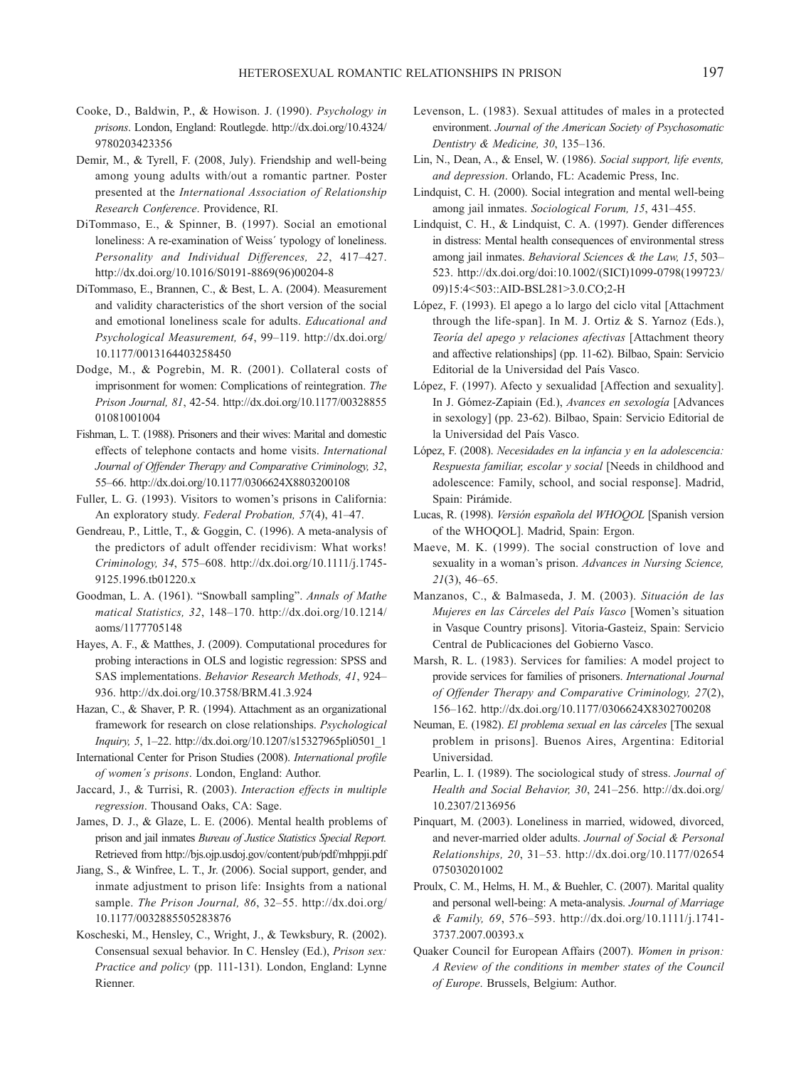Cooke, D., Baldwin, P., & Howison. J. (1990). *Psychology in prisons*. London, England: Routlegde. http://dx.doi.org/10.4324/9780203423356

Demir, M., & Tyrell, F. (2008, July). Friendship and well-being among young adults with/out a romantic partner. Poster presented at the *International Association of Relationship Research Conference*. Providence, RI.

DiTommaso, E., & Spinner, B. (1997). Social an emotional loneliness: A re-examination of Weiss´ typology of loneliness. *Personality and Individual Differences, 22*, 417–427. http://dx.doi.org/10.1016/S0191-8869(96)00204-8

DiTommaso, E., Brannen, C., & Best, L. A. (2004). Measurement and validity characteristics of the short version of the social and emotional loneliness scale for adults. *Educational and Psychological Measurement, 64*, 99–119. http://dx.doi.org/10.1177/0013164403258450

Dodge, M., & Pogrebin, M. R. (2001). Collateral costs of imprisonment for women: Complications of reintegration. *The Prison Journal, 81*, 42-54. http://dx.doi.org/10.1177/0032885501081001004

Fishman, L. T. (1988). Prisoners and their wives: Marital and domestic effects of telephone contacts and home visits. *International Journal of Offender Therapy and Comparative Criminology, 32*, 55–66. http://dx.doi.org/10.1177/0306624X8803200108

Fuller, L. G. (1993). Visitors to women's prisons in California: An exploratory study. *Federal Probation, 57*(4), 41–47.

Gendreau, P., Little, T., & Goggin, C. (1996). A meta-analysis of the predictors of adult offender recidivism: What works! *Criminology, 34*, 575–608. http://dx.doi.org/10.1111/j.1745-9125.1996.tb01220.x

Goodman, L. A. (1961). "Snowball sampling". *Annals of Mathematical Statistics, 32*, 148–170. http://dx.doi.org/10.1214/aoms/1177705148

Hayes, A. F., & Matthes, J. (2009). Computational procedures for probing interactions in OLS and logistic regression: SPSS and SAS implementations. *Behavior Research Methods, 41*, 924–936. http://dx.doi.org/10.3758/BRM.41.3.924

Hazan, C., & Shaver, P. R. (1994). Attachment as an organizational framework for research on close relationships. *Psychological Inquiry, 5*, 1–22. http://dx.doi.org/10.1207/s15327965pli0501_1

International Center for Prison Studies (2008). *International profile of women´s prisons*. London, England: Author.

Jaccard, J., & Turrisi, R. (2003). *Interaction effects in multiple regression*. Thousand Oaks, CA: Sage.

James, D. J., & Glaze, L. E. (2006). Mental health problems of prison and jail inmates *Bureau of Justice Statistics Special Report.* Retrieved from http://bjs.ojp.usdoj.gov/content/pub/pdf/mhppji.pdf

Jiang, S., & Winfree, L. T., Jr. (2006). Social support, gender, and inmate adjustment to prison life: Insights from a national sample. *The Prison Journal, 86*, 32–55. http://dx.doi.org/10.1177/0032885505283876

Koscheski, M., Hensley, C., Wright, J., & Tewksbury, R. (2002). Consensual sexual behavior. In C. Hensley (Ed.), *Prison sex: Practice and policy* (pp. 111-131). London, England: Lynne Rienner.

Levenson, L. (1983). Sexual attitudes of males in a protected environment. *Journal of the American Society of Psychosomatic Dentistry & Medicine, 30*, 135–136.

Lin, N., Dean, A., & Ensel, W. (1986). *Social support, life events, and depression*. Orlando, FL: Academic Press, Inc.

Lindquist, C. H. (2000). Social integration and mental well-being among jail inmates. *Sociological Forum, 15*, 431–455.

Lindquist, C. H., & Lindquist, C. A. (1997). Gender differences in distress: Mental health consequences of environmental stress among jail inmates. *Behavioral Sciences & the Law, 15*, 503–523. http://dx.doi.org/doi:10.1002/(SICI)1099-0798(199723/09)15:4<503::AID-BSL281>3.0.CO;2-H

López, F. (1993). El apego a lo largo del ciclo vital [Attachment through the life-span]. In M. J. Ortiz & S. Yarnoz (Eds.), *Teoría del apego y relaciones afectivas* [Attachment theory and affective relationships] (pp. 11-62). Bilbao, Spain: Servicio Editorial de la Universidad del País Vasco.

López, F. (1997). Afecto y sexualidad [Affection and sexuality]. In J. Gómez-Zapiain (Ed.), *Avances en sexología* [Advances in sexology] (pp. 23-62). Bilbao, Spain: Servicio Editorial de la Universidad del País Vasco.

López, F. (2008). *Necesidades en la infancia y en la adolescencia: Respuesta familiar, escolar y social* [Needs in childhood and adolescence: Family, school, and social response]. Madrid, Spain: Pirámide.

Lucas, R. (1998). *Versión española del WHOQOL* [Spanish version of the WHOQOL]. Madrid, Spain: Ergon.

Maeve, M. K. (1999). The social construction of love and sexuality in a woman's prison. *Advances in Nursing Science, 21*(3), 46–65.

Manzanos, C., & Balmaseda, J. M. (2003). *Situación de las Mujeres en las Cárceles del País Vasco* [Women's situation in Vasque Country prisons]. Vitoria-Gasteiz, Spain: Servicio Central de Publicaciones del Gobierno Vasco.

Marsh, R. L. (1983). Services for families: A model project to provide services for families of prisoners. *International Journal of Offender Therapy and Comparative Criminology, 27*(2), 156–162. http://dx.doi.org/10.1177/0306624X8302700208

Neuman, E. (1982). *El problema sexual en las cárceles* [The sexual problem in prisons]. Buenos Aires, Argentina: Editorial Universidad.

Pearlin, L. I. (1989). The sociological study of stress. *Journal of Health and Social Behavior, 30*, 241–256. http://dx.doi.org/10.2307/2136956

Pinquart, M. (2003). Loneliness in married, widowed, divorced, and never-married older adults. *Journal of Social & Personal Relationships, 20*, 31–53. http://dx.doi.org/10.1177/02654075030201002

Proulx, C. M., Helms, H. M., & Buehler, C. (2007). Marital quality and personal well-being: A meta-analysis. *Journal of Marriage & Family, 69*, 576–593. http://dx.doi.org/10.1111/j.1741-3737.2007.00393.x

Quaker Council for European Affairs (2007). *Women in prison: A Review of the conditions in member states of the Council of Europe*. Brussels, Belgium: Author.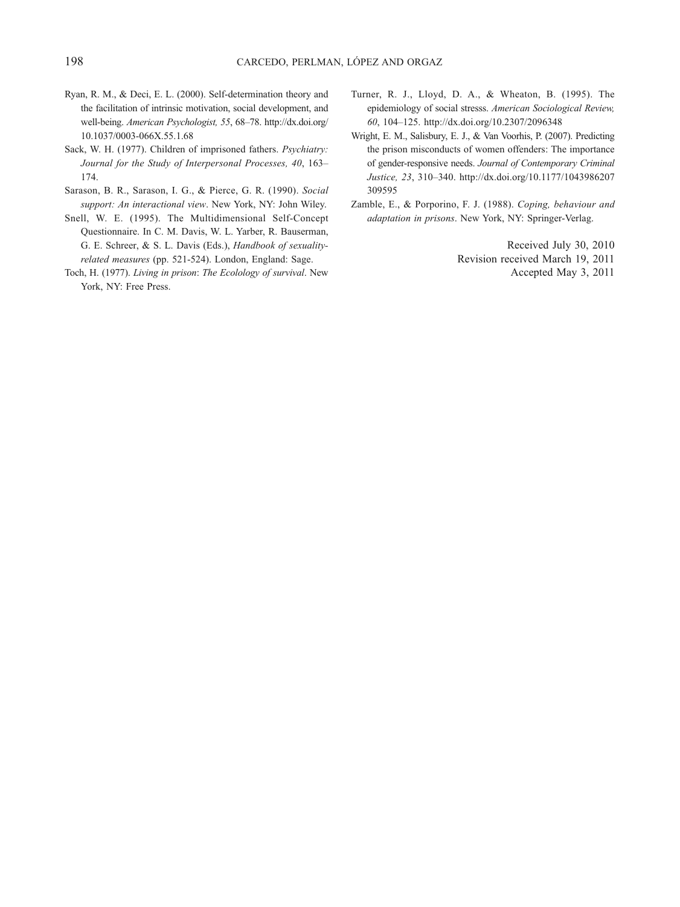Ryan, R. M., & Deci, E. L. (2000). Self-determination theory and the facilitation of intrinsic motivation, social development, and well-being. *American Psychologist, 55*, 68–78. http://dx.doi.org/10.1037/0003-066X.55.1.68

Sack, W. H. (1977). Children of imprisoned fathers. *Psychiatry: Journal for the Study of Interpersonal Processes, 40*, 163–174.

Sarason, B. R., Sarason, I. G., & Pierce, G. R. (1990). *Social support: An interactional view*. New York, NY: John Wiley.

Snell, W. E. (1995). The Multidimensional Self-Concept Questionnaire. In C. M. Davis, W. L. Yarber, R. Bauserman, G. E. Schreer, & S. L. Davis (Eds.), *Handbook of sexuality-related measures* (pp. 521-524). London, England: Sage.

Toch, H. (1977). *Living in prison*: *The Ecolology of survival*. New York, NY: Free Press.

Turner, R. J., Lloyd, D. A., & Wheaton, B. (1995). The epidemiology of social stresss. *American Sociological Review, 60*, 104–125. http://dx.doi.org/10.2307/2096348

Wright, E. M., Salisbury, E. J., & Van Voorhis, P. (2007). Predicting the prison misconducts of women offenders: The importance of gender-responsive needs. *Journal of Contemporary Criminal Justice, 23*, 310–340. http://dx.doi.org/10.1177/1043986207309595

Zamble, E., & Porporino, F. J. (1988). *Coping, behaviour and adaptation in prisons*. New York, NY: Springer-Verlag.

Received July 30, 2010
Revision received March 19, 2011
Accepted May 3, 2011